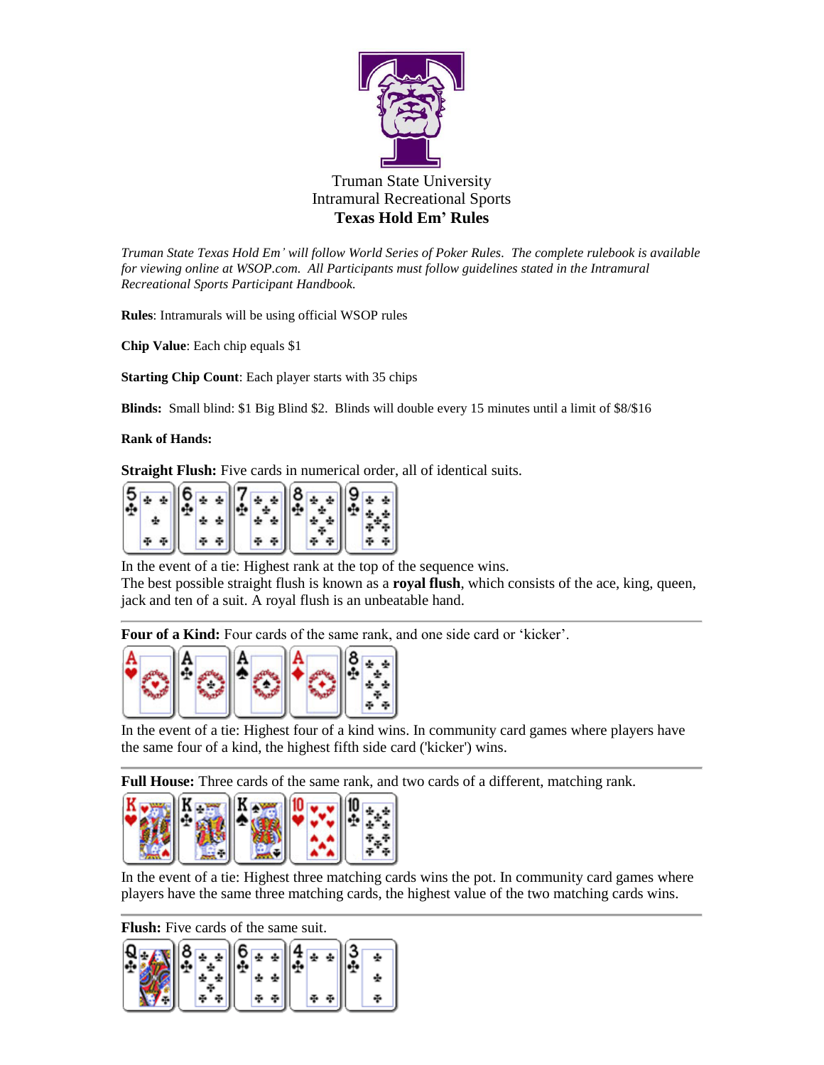Truman State University
Intramural Recreational Sports
**Texas Hold Em' Rules**

*Truman State Texas Hold Em' will follow World Series of Poker Rules. The complete rulebook is available for viewing online at WSOP.com. All Participants must follow guidelines stated in the Intramural Recreational Sports Participant Handbook.*

**Rules**: Intramurals will be using official WSOP rules

**Chip Value**: Each chip equals $1

**Starting Chip Count**: Each player starts with 35 chips

**Blinds:** Small blind: $1 Big Blind $2. Blinds will double every 15 minutes until a limit of $8/$16

**Rank of Hands:**

**Straight Flush:** Five cards in numerical order, all of identical suits.

In the event of a tie: Highest rank at the top of the sequence wins.
The best possible straight flush is known as a **royal flush**, which consists of the ace, king, queen, jack and ten of a suit. A royal flush is an unbeatable hand.

---

**Four of a Kind:** Four cards of the same rank, and one side card or 'kicker'.

In the event of a tie: Highest four of a kind wins. In community card games where players have the same four of a kind, the highest fifth side card ('kicker') wins.

---

**Full House:** Three cards of the same rank, and two cards of a different, matching rank.

In the event of a tie: Highest three matching cards wins the pot. In community card games where players have the same three matching cards, the highest value of the two matching cards wins.

---

**Flush:** Five cards of the same suit.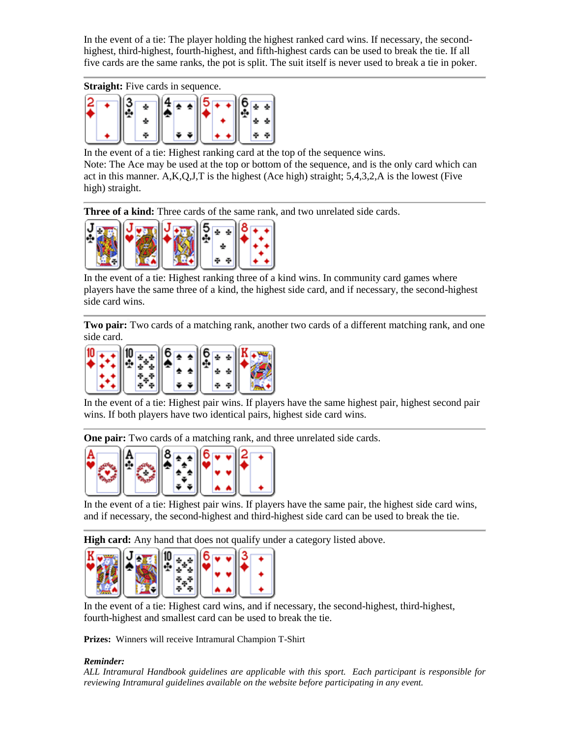In the event of a tie: The player holding the highest ranked card wins. If necessary, the second-highest, third-highest, fourth-highest, and fifth-highest cards can be used to break the tie. If all five cards are the same ranks, the pot is split. The suit itself is never used to break a tie in poker.

---

**Straight:** Five cards in sequence.

In the event of a tie: Highest ranking card at the top of the sequence wins.
Note: The Ace may be used at the top or bottom of the sequence, and is the only card which can act in this manner. A,K,Q,J,T is the highest (Ace high) straight; 5,4,3,2,A is the lowest (Five high) straight.

---

**Three of a kind:** Three cards of the same rank, and two unrelated side cards.

In the event of a tie: Highest ranking three of a kind wins. In community card games where players have the same three of a kind, the highest side card, and if necessary, the second-highest side card wins.

---

**Two pair:** Two cards of a matching rank, another two cards of a different matching rank, and one side card.

In the event of a tie: Highest pair wins. If players have the same highest pair, highest second pair wins. If both players have two identical pairs, highest side card wins.

---

**One pair:** Two cards of a matching rank, and three unrelated side cards.

In the event of a tie: Highest pair wins. If players have the same pair, the highest side card wins, and if necessary, the second-highest and third-highest side card can be used to break the tie.

---

**High card:** Any hand that does not qualify under a category listed above.

In the event of a tie: Highest card wins, and if necessary, the second-highest, third-highest, fourth-highest and smallest card can be used to break the tie.

**Prizes:** Winners will receive Intramural Champion T-Shirt

***Reminder:***
*ALL Intramural Handbook guidelines are applicable with this sport. Each participant is responsible for reviewing Intramural guidelines available on the website before participating in any event.*